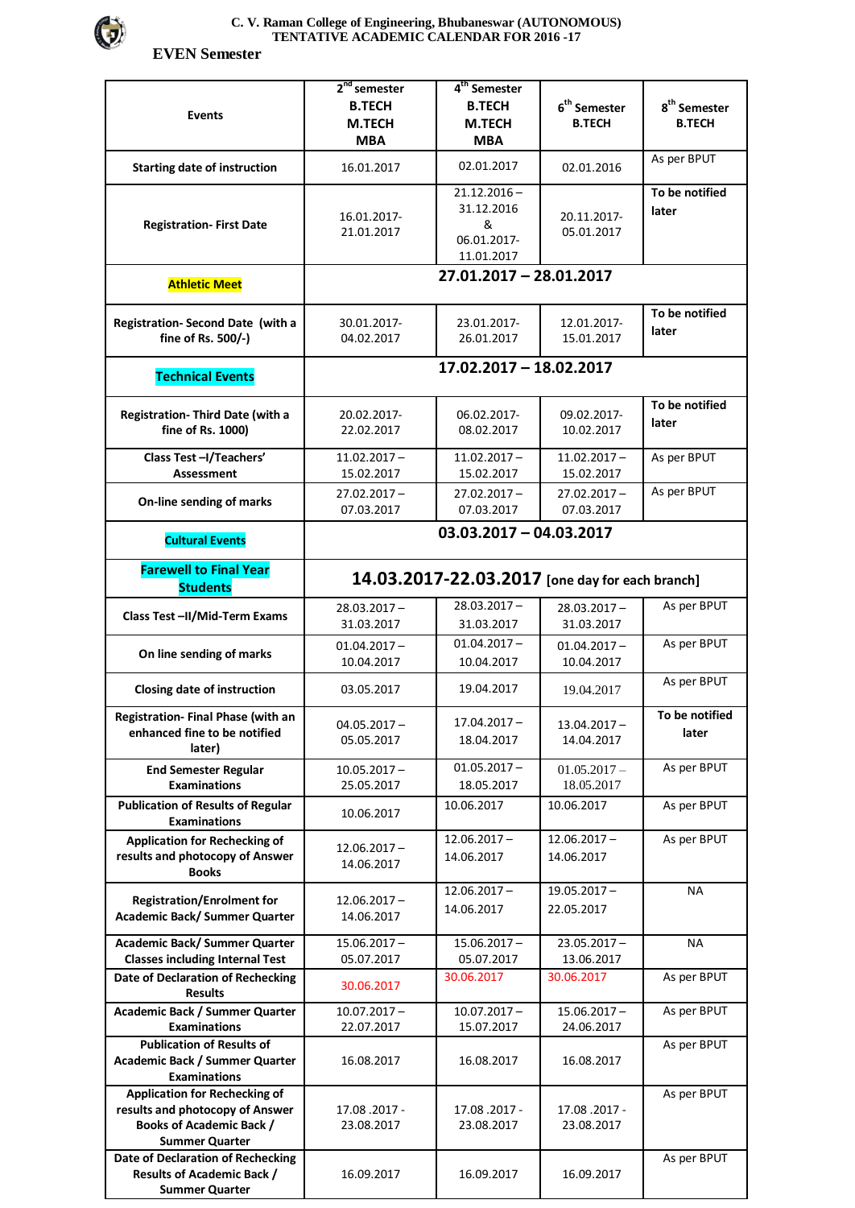**C. V. Raman College of Engineering, Bhubaneswar (AUTONOMOUS)**
**TENTATIVE ACADEMIC CALENDAR FOR 2016 -17**

## EVEN Semester

| Events | 2nd semester B.TECH M.TECH MBA | 4th Semester B.TECH M.TECH MBA | 6th Semester B.TECH | 8th Semester B.TECH |
|---|---|---|---|---|
| Starting date of instruction | 16.01.2017 | 02.01.2017 | 02.01.2016 | As per BPUT |
| Registration- First Date | 16.01.2017- 21.01.2017 | 21.12.2016 – 31.12.2016 & 06.01.2017- 11.01.2017 | 20.11.2017- 05.01.2017 | To be notified later |
| Athletic Meet | 27.01.2017 – 28.01.2017 | | | |
| Registration- Second Date (with a fine of Rs. 500/-) | 30.01.2017- 04.02.2017 | 23.01.2017- 26.01.2017 | 12.01.2017- 15.01.2017 | To be notified later |
| Technical Events | 17.02.2017 – 18.02.2017 | | | |
| Registration- Third Date (with a fine of Rs. 1000) | 20.02.2017- 22.02.2017 | 06.02.2017- 08.02.2017 | 09.02.2017- 10.02.2017 | To be notified later |
| Class Test –I/Teachers' Assessment | 11.02.2017 – 15.02.2017 | 11.02.2017 – 15.02.2017 | 11.02.2017 – 15.02.2017 | As per BPUT |
| On-line sending of marks | 27.02.2017 – 07.03.2017 | 27.02.2017 – 07.03.2017 | 27.02.2017 – 07.03.2017 | As per BPUT |
| Cultural Events | 03.03.2017 – 04.03.2017 | | | |
| Farewell to Final Year Students | 14.03.2017-22.03.2017 [one day for each branch] | | | |
| Class Test –II/Mid-Term Exams | 28.03.2017 – 31.03.2017 | 28.03.2017 – 31.03.2017 | 28.03.2017 – 31.03.2017 | As per BPUT |
| On line sending of marks | 01.04.2017 – 10.04.2017 | 01.04.2017 – 10.04.2017 | 01.04.2017 – 10.04.2017 | As per BPUT |
| Closing date of instruction | 03.05.2017 | 19.04.2017 | 19.04.2017 | As per BPUT |
| Registration- Final Phase (with an enhanced fine to be notified later) | 04.05.2017 – 05.05.2017 | 17.04.2017 – 18.04.2017 | 13.04.2017 – 14.04.2017 | To be notified later |
| End Semester Regular Examinations | 10.05.2017 – 25.05.2017 | 01.05.2017 – 18.05.2017 | 01.05.2017 – 18.05.2017 | As per BPUT |
| Publication of Results of Regular Examinations | 10.06.2017 | 10.06.2017 | 10.06.2017 | As per BPUT |
| Application for Rechecking of results and photocopy of Answer Books | 12.06.2017 – 14.06.2017 | 12.06.2017 – 14.06.2017 | 12.06.2017 – 14.06.2017 | As per BPUT |
| Registration/Enrolment for Academic Back/ Summer Quarter | 12.06.2017 – 14.06.2017 | 12.06.2017 – 14.06.2017 | 19.05.2017 – 22.05.2017 | NA |
| Academic Back/ Summer Quarter Classes including Internal Test | 15.06.2017 – 05.07.2017 | 15.06.2017 – 05.07.2017 | 23.05.2017 – 13.06.2017 | NA |
| Date of Declaration of Rechecking Results | 30.06.2017 | 30.06.2017 | 30.06.2017 | As per BPUT |
| Academic Back / Summer Quarter Examinations | 10.07.2017 – 22.07.2017 | 10.07.2017 – 15.07.2017 | 15.06.2017 – 24.06.2017 | As per BPUT |
| Publication of Results of Academic Back / Summer Quarter Examinations | 16.08.2017 | 16.08.2017 | 16.08.2017 | As per BPUT |
| Application for Rechecking of results and photocopy of Answer Books of Academic Back / Summer Quarter | 17.08 .2017 - 23.08.2017 | 17.08 .2017 - 23.08.2017 | 17.08 .2017 - 23.08.2017 | As per BPUT |
| Date of Declaration of Rechecking Results of Academic Back / Summer Quarter | 16.09.2017 | 16.09.2017 | 16.09.2017 | As per BPUT |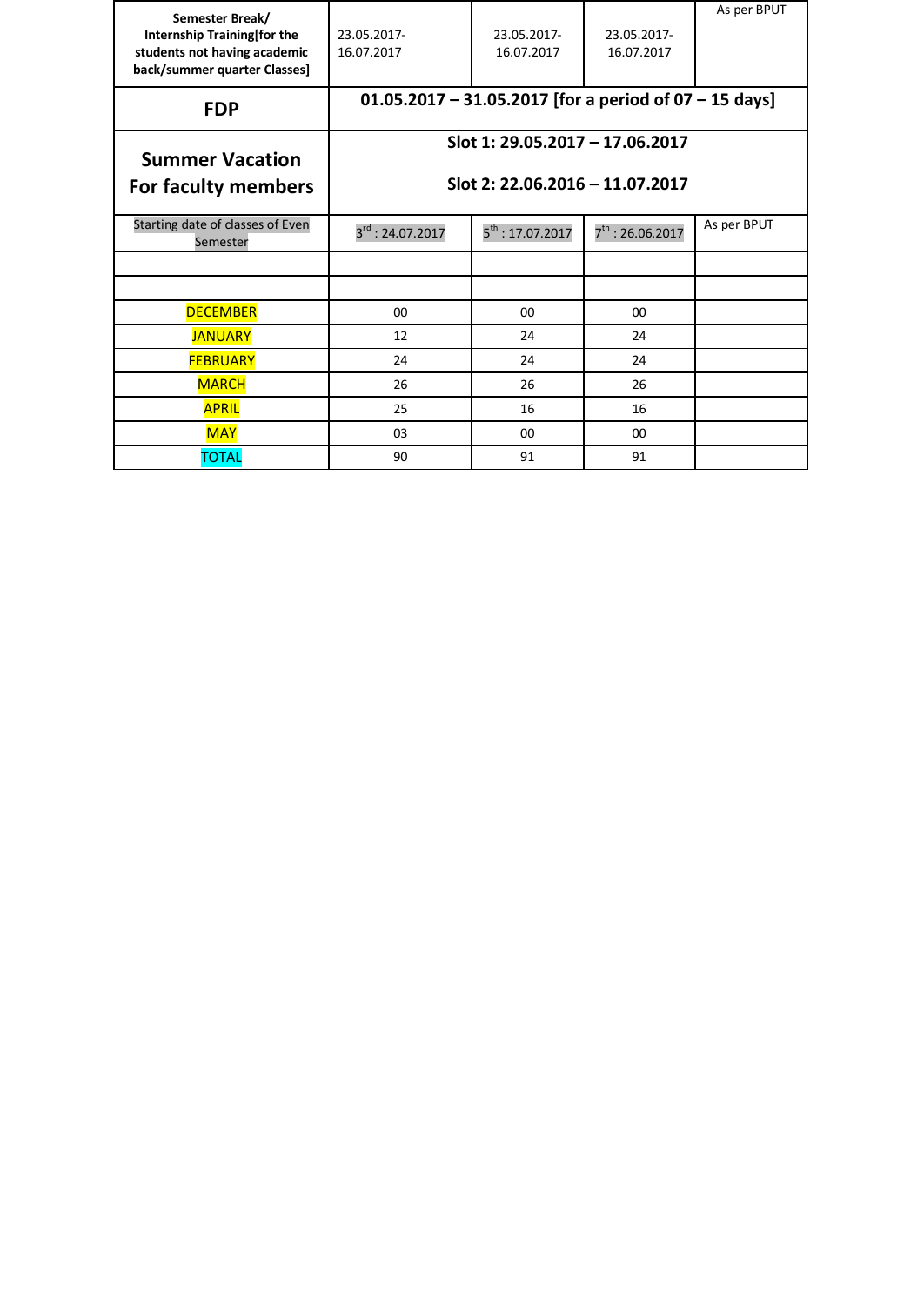| | | | | |
|---|---|---|---|---|
| **Semester Break/ Internship Training[for the students not having academic back/summer quarter Classes]** | 23.05.2017-16.07.2017 | 23.05.2017-16.07.2017 | 23.05.2017-16.07.2017 | As per BPUT |
| **FDP** | **01.05.2017 – 31.05.2017 [for a period of 07 – 15 days]** | | | |
| **Summer Vacation For faculty members** | **Slot 1: 29.05.2017 – 17.06.2017**<br>**Slot 2: 22.06.2016 – 11.07.2017** | | | |
| Starting date of classes of Even Semester | 3rd : 24.07.2017 | 5th : 17.07.2017 | 7th : 26.06.2017 | As per BPUT |
| | | | | |
| | | | | |
| DECEMBER | 00 | 00 | 00 | |
| JANUARY | 12 | 24 | 24 | |
| FEBRUARY | 24 | 24 | 24 | |
| MARCH | 26 | 26 | 26 | |
| APRIL | 25 | 16 | 16 | |
| MAY | 03 | 00 | 00 | |
| TOTAL | 90 | 91 | 91 | |